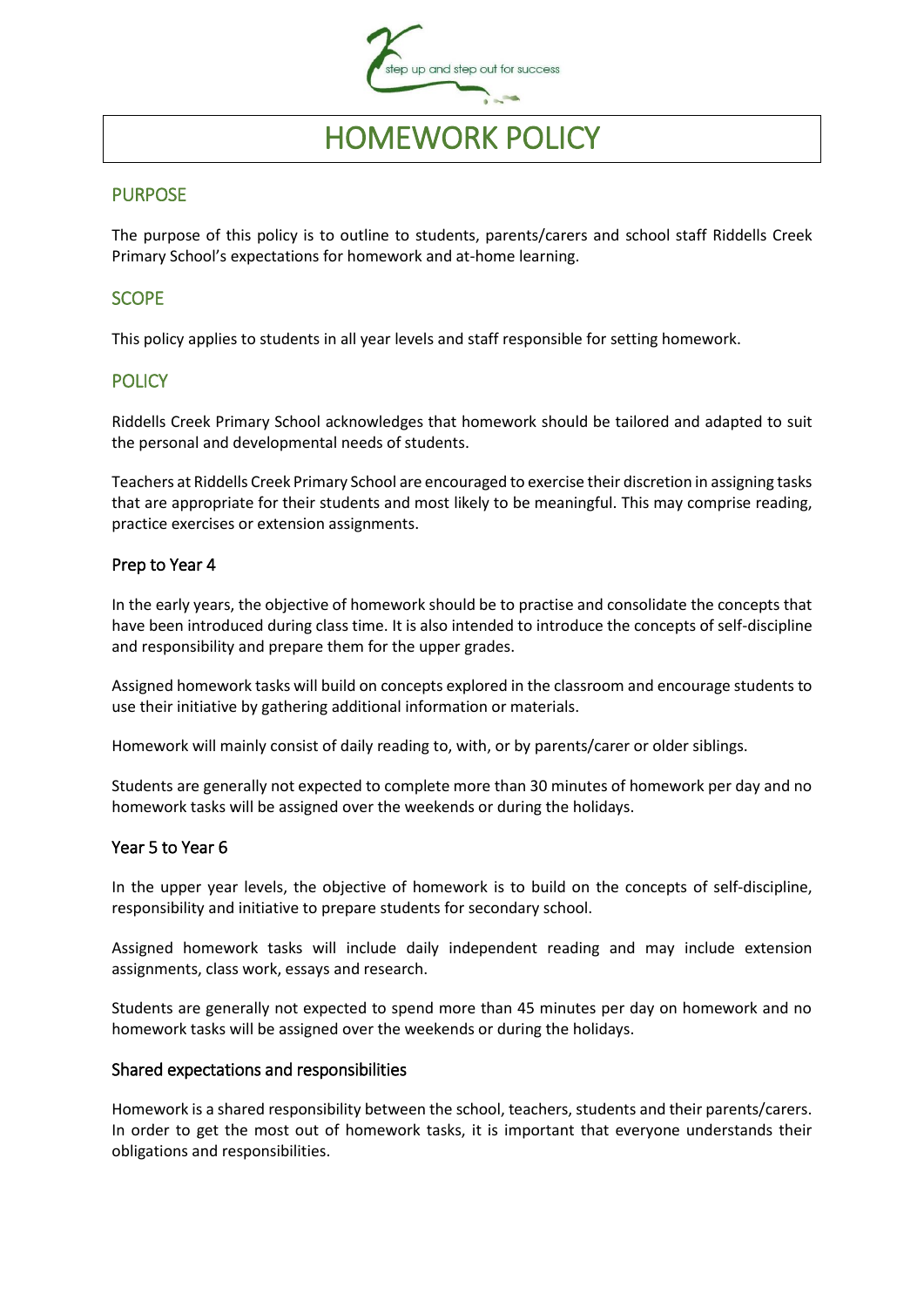# HOMEWORK POLICY

## PURPOSE

The purpose of this policy is to outline to students, parents/carers and school staff Riddells Creek Primary School's expectations for homework and at-home learning.

## SCOPE

This policy applies to students in all year levels and staff responsible for setting homework.

## POLICY

Riddells Creek Primary School acknowledges that homework should be tailored and adapted to suit the personal and developmental needs of students.

Teachers at Riddells Creek Primary School are encouraged to exercise their discretion in assigning tasks that are appropriate for their students and most likely to be meaningful. This may comprise reading, practice exercises or extension assignments.

### Prep to Year 4

In the early years, the objective of homework should be to practise and consolidate the concepts that have been introduced during class time. It is also intended to introduce the concepts of self-discipline and responsibility and prepare them for the upper grades.

Assigned homework tasks will build on concepts explored in the classroom and encourage students to use their initiative by gathering additional information or materials.

Homework will mainly consist of daily reading to, with, or by parents/carer or older siblings.

Students are generally not expected to complete more than 30 minutes of homework per day and no homework tasks will be assigned over the weekends or during the holidays.

### Year 5 to Year 6

In the upper year levels, the objective of homework is to build on the concepts of self-discipline, responsibility and initiative to prepare students for secondary school.

Assigned homework tasks will include daily independent reading and may include extension assignments, class work, essays and research.

Students are generally not expected to spend more than 45 minutes per day on homework and no homework tasks will be assigned over the weekends or during the holidays.

### Shared expectations and responsibilities

Homework is a shared responsibility between the school, teachers, students and their parents/carers. In order to get the most out of homework tasks, it is important that everyone understands their obligations and responsibilities.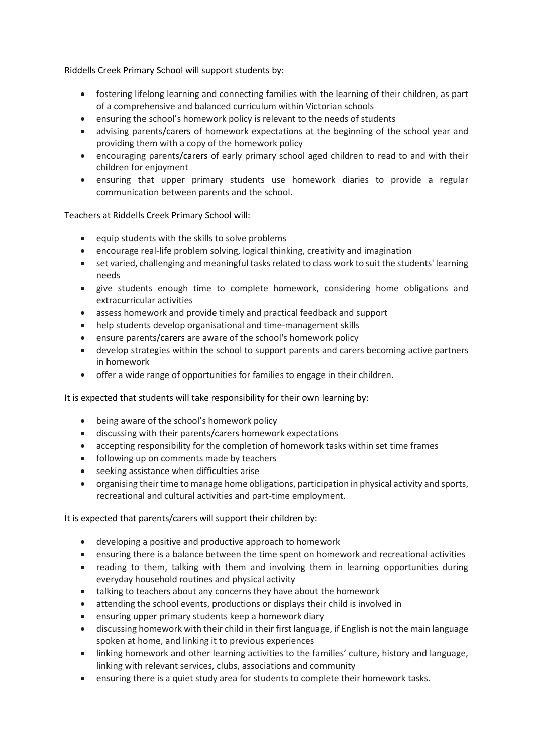Riddells Creek Primary School will support students by:

- fostering lifelong learning and connecting families with the learning of their children, as part of a comprehensive and balanced curriculum within Victorian schools
- ensuring the school's homework policy is relevant to the needs of students
- advising parents/carers of homework expectations at the beginning of the school year and providing them with a copy of the homework policy
- encouraging parents/carers of early primary school aged children to read to and with their children for enjoyment
- ensuring that upper primary students use homework diaries to provide a regular communication between parents and the school.

Teachers at Riddells Creek Primary School will:

- equip students with the skills to solve problems
- encourage real-life problem solving, logical thinking, creativity and imagination
- set varied, challenging and meaningful tasks related to class work to suit the students' learning needs
- give students enough time to complete homework, considering home obligations and extracurricular activities
- assess homework and provide timely and practical feedback and support
- help students develop organisational and time-management skills
- ensure parents/carers are aware of the school's homework policy
- develop strategies within the school to support parents and carers becoming active partners in homework
- offer a wide range of opportunities for families to engage in their children.

It is expected that students will take responsibility for their own learning by:

- being aware of the school's homework policy
- discussing with their parents/carers homework expectations
- accepting responsibility for the completion of homework tasks within set time frames
- following up on comments made by teachers
- seeking assistance when difficulties arise
- organising their time to manage home obligations, participation in physical activity and sports, recreational and cultural activities and part-time employment.

It is expected that parents/carers will support their children by:

- developing a positive and productive approach to homework
- ensuring there is a balance between the time spent on homework and recreational activities
- reading to them, talking with them and involving them in learning opportunities during everyday household routines and physical activity
- talking to teachers about any concerns they have about the homework
- attending the school events, productions or displays their child is involved in
- ensuring upper primary students keep a homework diary
- discussing homework with their child in their first language, if English is not the main language spoken at home, and linking it to previous experiences
- linking homework and other learning activities to the families' culture, history and language, linking with relevant services, clubs, associations and community
- ensuring there is a quiet study area for students to complete their homework tasks.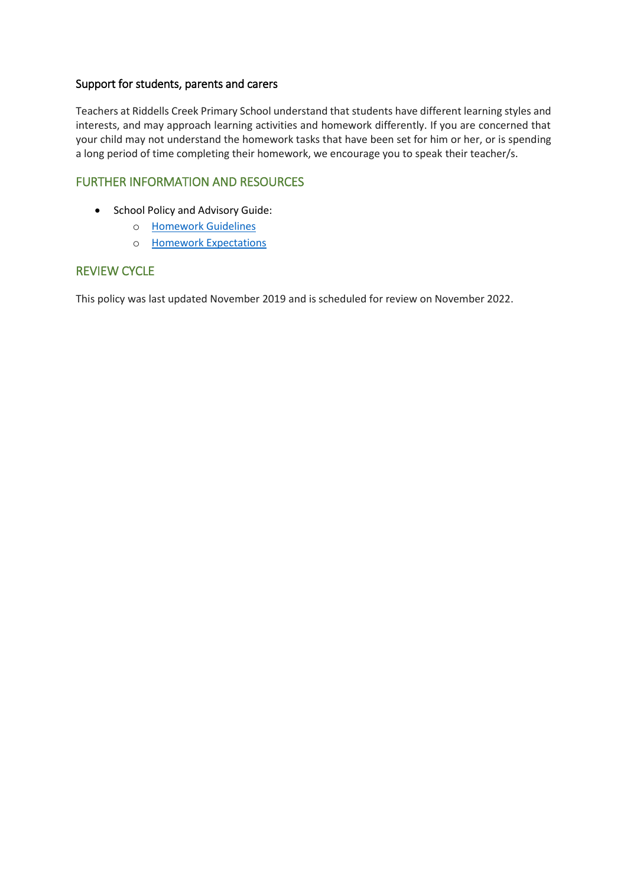### Support for students, parents and carers

Teachers at Riddells Creek Primary School understand that students have different learning styles and interests, and may approach learning activities and homework differently. If you are concerned that your child may not understand the homework tasks that have been set for him or her, or is spending a long period of time completing their homework, we encourage you to speak their teacher/s.

## FURTHER INFORMATION AND RESOURCES

- School Policy and Advisory Guide:
  - Homework Guidelines
  - Homework Expectations

## REVIEW CYCLE

This policy was last updated November 2019 and is scheduled for review on November 2022.